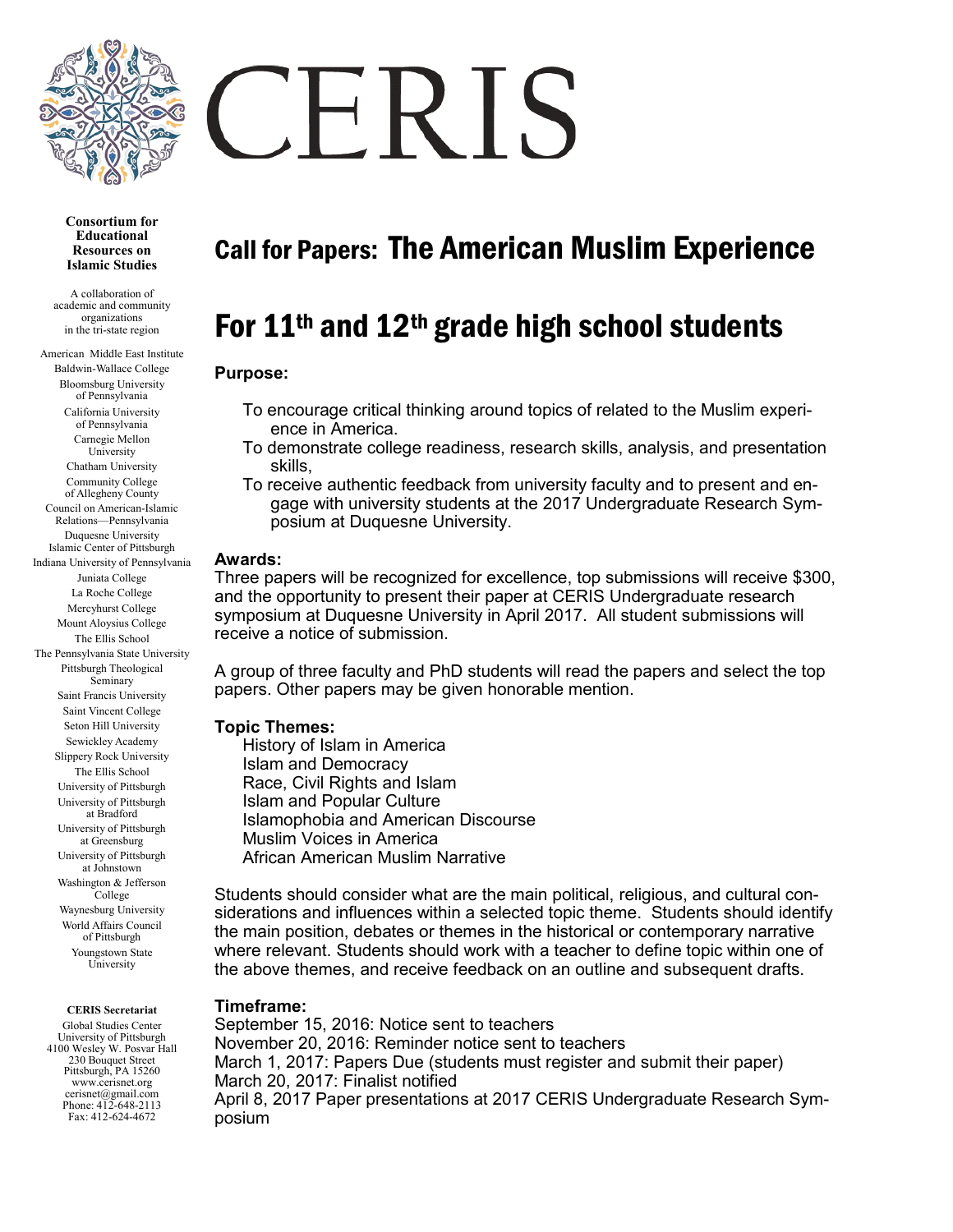# CERIS

**Consortium for Educational Resources on Islamic Studies**

A collaboration of academic and community organizations in the tri-state region

American Middle East Institute
Baldwin-Wallace College
Bloomsburg University of Pennsylvania
California University of Pennsylvania
Carnegie Mellon University
Chatham University
Community College of Allegheny County
Council on American-Islamic Relations—Pennsylvania
Duquesne University
Islamic Center of Pittsburgh
Indiana University of Pennsylvania
Juniata College
La Roche College
Mercyhurst College
Mount Aloysius College
The Ellis School
The Pennsylvania State University
Pittsburgh Theological Seminary
Saint Francis University
Saint Vincent College
Seton Hill University
Sewickley Academy
Slippery Rock University
The Ellis School
University of Pittsburgh
University of Pittsburgh at Bradford
University of Pittsburgh at Greensburg
University of Pittsburgh at Johnstown
Washington & Jefferson College
Waynesburg University
World Affairs Council of Pittsburgh
Youngstown State University

**CERIS Secretariat**

Global Studies Center
University of Pittsburgh
4100 Wesley W. Posvar Hall
230 Bouquet Street
Pittsburgh, PA 15260
www.cerisnet.org
cerisnet@gmail.com
Phone: 412-648-2113
Fax: 412-624-4672

## Call for Papers: The American Muslim Experience

## For 11th and 12th grade high school students

**Purpose:**

- To encourage critical thinking around topics of related to the Muslim experience in America.
- To demonstrate college readiness, research skills, analysis, and presentation skills,
- To receive authentic feedback from university faculty and to present and engage with university students at the 2017 Undergraduate Research Symposium at Duquesne University.

**Awards:**

Three papers will be recognized for excellence, top submissions will receive $300, and the opportunity to present their paper at CERIS Undergraduate research symposium at Duquesne University in April 2017. All student submissions will receive a notice of submission.

A group of three faculty and PhD students will read the papers and select the top papers. Other papers may be given honorable mention.

**Topic Themes:**

- History of Islam in America
- Islam and Democracy
- Race, Civil Rights and Islam
- Islam and Popular Culture
- Islamophobia and American Discourse
- Muslim Voices in America
- African American Muslim Narrative

Students should consider what are the main political, religious, and cultural considerations and influences within a selected topic theme. Students should identify the main position, debates or themes in the historical or contemporary narrative where relevant. Students should work with a teacher to define topic within one of the above themes, and receive feedback on an outline and subsequent drafts.

**Timeframe:**

September 15, 2016: Notice sent to teachers
November 20, 2016: Reminder notice sent to teachers
March 1, 2017: Papers Due (students must register and submit their paper)
March 20, 2017: Finalist notified
April 8, 2017 Paper presentations at 2017 CERIS Undergraduate Research Symposium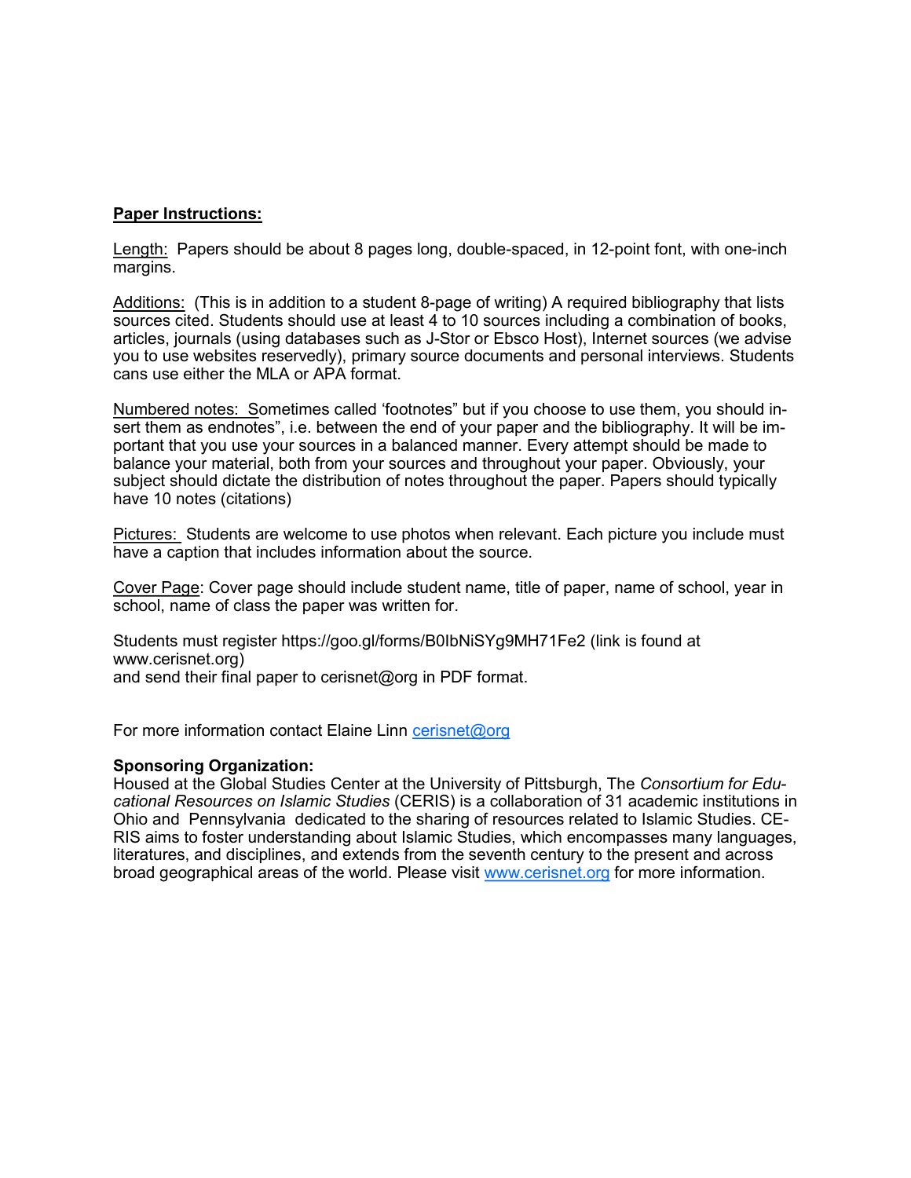**Paper Instructions:**

Length: Papers should be about 8 pages long, double-spaced, in 12-point font, with one-inch margins.

Additions: (This is in addition to a student 8-page of writing) A required bibliography that lists sources cited. Students should use at least 4 to 10 sources including a combination of books, articles, journals (using databases such as J-Stor or Ebsco Host), Internet sources (we advise you to use websites reservedly), primary source documents and personal interviews. Students cans use either the MLA or APA format.

Numbered notes: Sometimes called 'footnotes" but if you choose to use them, you should insert them as endnotes", i.e. between the end of your paper and the bibliography. It will be important that you use your sources in a balanced manner. Every attempt should be made to balance your material, both from your sources and throughout your paper. Obviously, your subject should dictate the distribution of notes throughout the paper. Papers should typically have 10 notes (citations)

Pictures: Students are welcome to use photos when relevant. Each picture you include must have a caption that includes information about the source.

Cover Page: Cover page should include student name, title of paper, name of school, year in school, name of class the paper was written for.

Students must register https://goo.gl/forms/B0IbNiSYg9MH71Fe2 (link is found at www.cerisnet.org)
and send their final paper to cerisnet@org in PDF format.

For more information contact Elaine Linn cerisnet@org

**Sponsoring Organization:**
Housed at the Global Studies Center at the University of Pittsburgh, The *Consortium for Educational Resources on Islamic Studies* (CERIS) is a collaboration of 31 academic institutions in Ohio and Pennsylvania dedicated to the sharing of resources related to Islamic Studies. CERIS aims to foster understanding about Islamic Studies, which encompasses many languages, literatures, and disciplines, and extends from the seventh century to the present and across broad geographical areas of the world. Please visit www.cerisnet.org for more information.